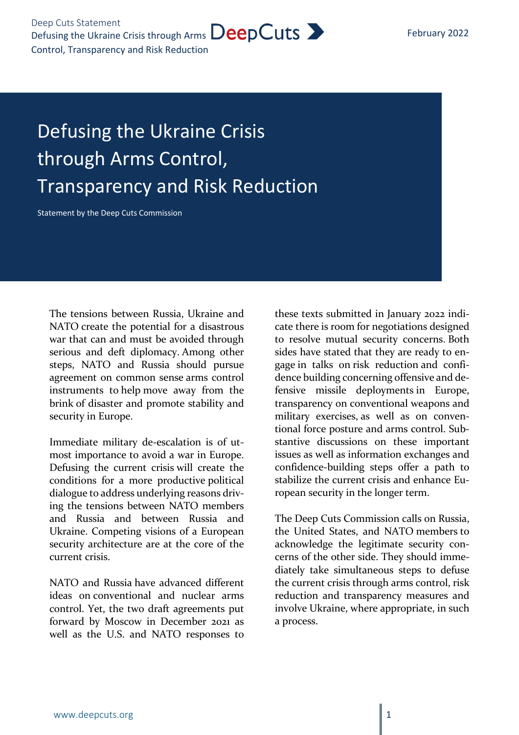# Defusing the Ukraine Crisis through Arms Control, Transparency and Risk Reduction

Statement by the Deep Cuts Commission

The tensions between Russia, Ukraine and NATO create the potential for a disastrous war that can and must be avoided through serious and deft diplomacy. Among other steps, NATO and Russia should pursue agreement on common sense arms control instruments to help move away from the brink of disaster and promote stability and security in Europe.

Immediate military de-escalation is of utmost importance to avoid a war in Europe. Defusing the current crisis will create the conditions for a more productive political dialogue to address underlying reasons driving the tensions between NATO members and Russia and between Russia and Ukraine. Competing visions of a European security architecture are at the core of the current crisis.

NATO and Russia have advanced different ideas on conventional and nuclear arms control. Yet, the two draft agreements put forward by Moscow in December 2021 as well as the U.S. and NATO responses to these texts submitted in January 2022 indicate there is room for negotiations designed to resolve mutual security concerns. Both sides have stated that they are ready to engage in talks on risk reduction and confidence building concerning offensive and defensive missile deployments in Europe, transparency on conventional weapons and military exercises, as well as on conventional force posture and arms control. Substantive discussions on these important issues as well as information exchanges and confidence-building steps offer a path to stabilize the current crisis and enhance European security in the longer term.

The Deep Cuts Commission calls on Russia, the United States, and NATO members to acknowledge the legitimate security concerns of the other side. They should immediately take simultaneous steps to defuse the current crisis through arms control, risk reduction and transparency measures and involve Ukraine, where appropriate, in such a process.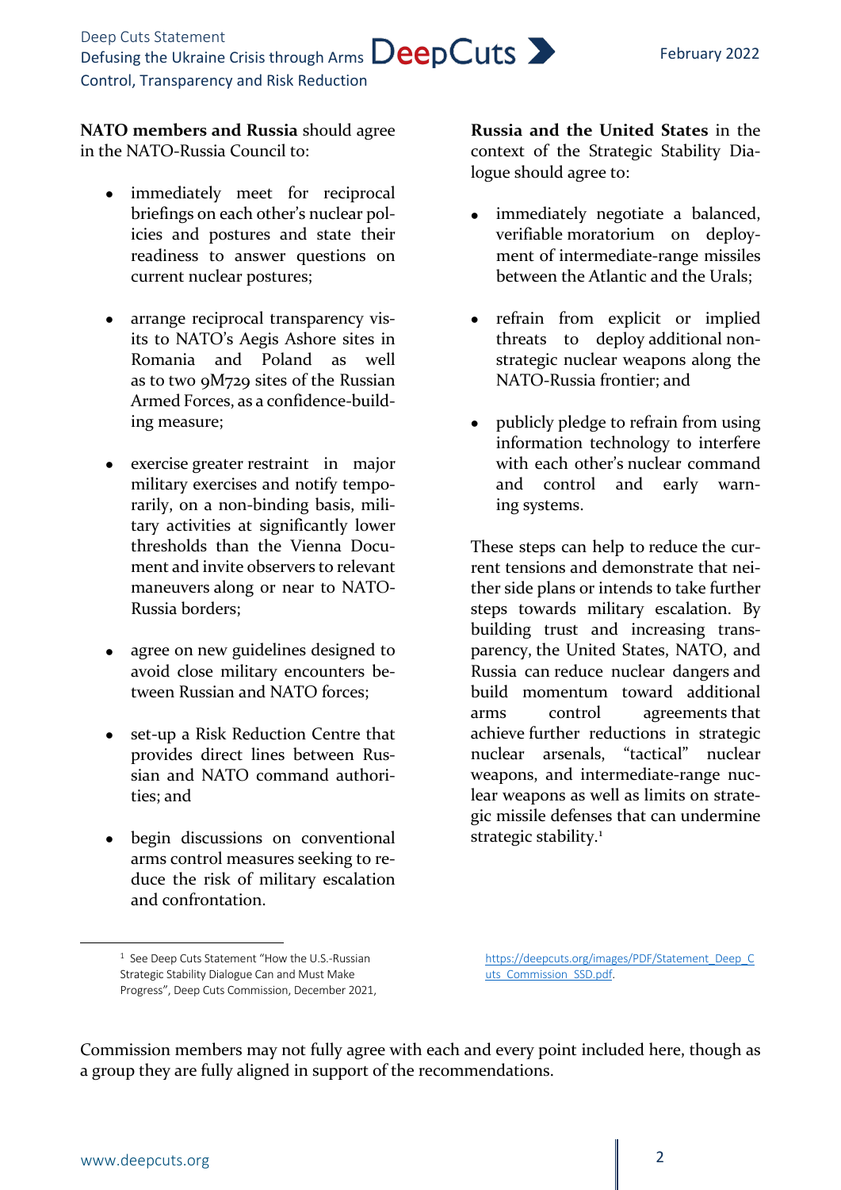**NATO members and Russia** should agree in the NATO-Russia Council to:

- immediately meet for reciprocal briefings on each other's nuclear policies and postures and state their readiness to answer questions on current nuclear postures;
- arrange reciprocal transparency visits to NATO's Aegis Ashore sites in Romania and Poland as well as to two 9M729 sites of the Russian Armed Forces, as a confidence-building measure;
- exercise greater restraint in major military exercises and notify temporarily, on a non-binding basis, military activities at significantly lower thresholds than the Vienna Document and invite observers to relevant maneuvers along or near to NATO-Russia borders;
- agree on new guidelines designed to avoid close military encounters between Russian and NATO forces;
- set-up a Risk Reduction Centre that provides direct lines between Russian and NATO command authorities; and
- begin discussions on conventional arms control measures seeking to reduce the risk of military escalation and confrontation.

**Russia and the United States** in the context of the Strategic Stability Dialogue should agree to:

- immediately negotiate a balanced, verifiable moratorium on deployment of intermediate-range missiles between the Atlantic and the Urals;
- refrain from explicit or implied threats to deploy additional non-strategic nuclear weapons along the NATO-Russia frontier; and
- publicly pledge to refrain from using information technology to interfere with each other's nuclear command and control and early warning systems.

These steps can help to reduce the current tensions and demonstrate that neither side plans or intends to take further steps towards military escalation. By building trust and increasing transparency, the United States, NATO, and Russia can reduce nuclear dangers and build momentum toward additional arms control agreements that achieve further reductions in strategic nuclear arsenals, "tactical" nuclear weapons, and intermediate-range nuclear weapons as well as limits on strategic missile defenses that can undermine strategic stability.[1]

[1] See Deep Cuts Statement "How the U.S.-Russian Strategic Stability Dialogue Can and Must Make Progress", Deep Cuts Commission, December 2021, https://deepcuts.org/images/PDF/Statement_Deep_Cuts_Commission_SSD.pdf.

Commission members may not fully agree with each and every point included here, though as a group they are fully aligned in support of the recommendations.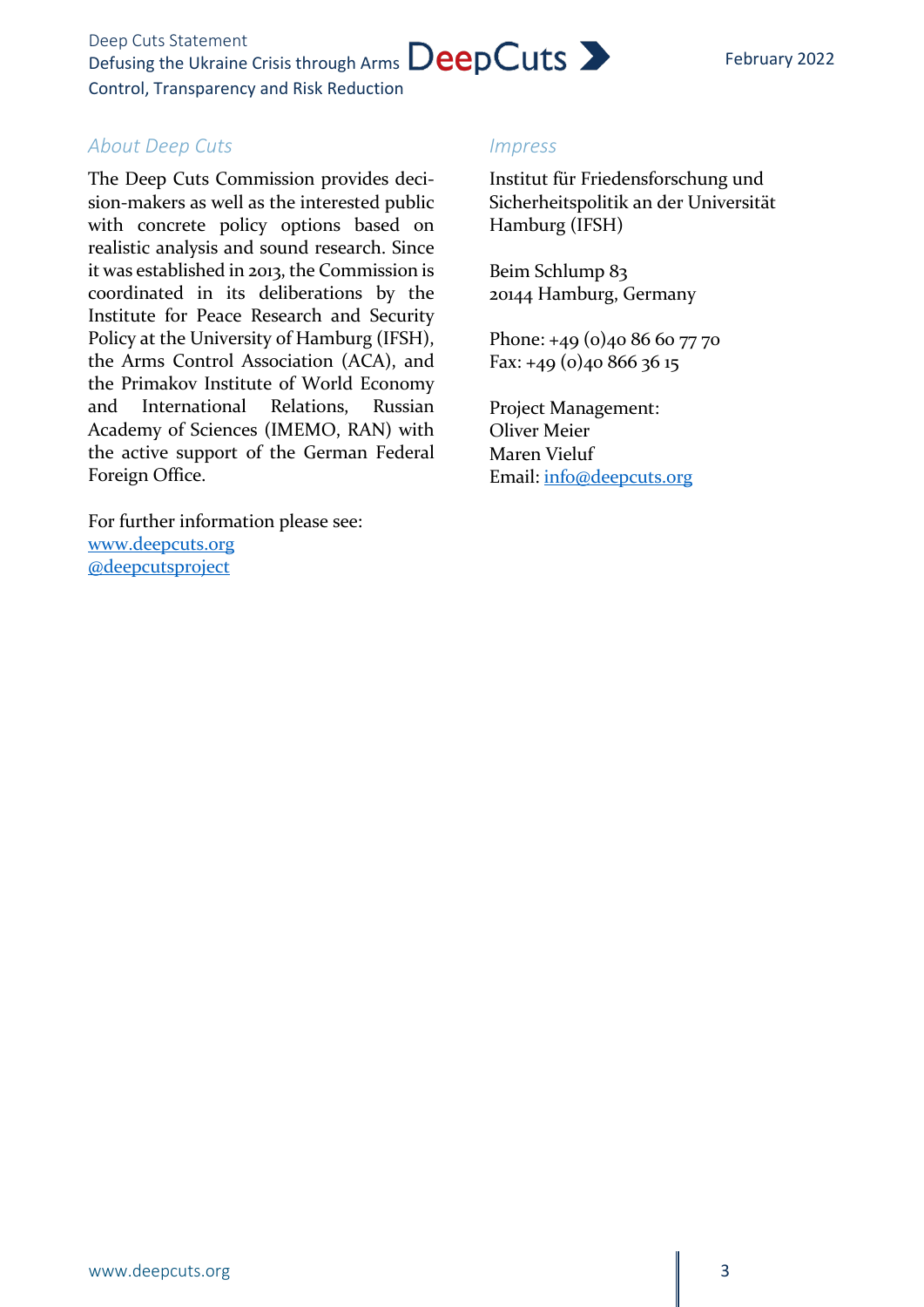## *About Deep Cuts*

The Deep Cuts Commission provides decision-makers as well as the interested public with concrete policy options based on realistic analysis and sound research. Since it was established in 2013, the Commission is coordinated in its deliberations by the Institute for Peace Research and Security Policy at the University of Hamburg (IFSH), the Arms Control Association (ACA), and the Primakov Institute of World Economy and International Relations, Russian Academy of Sciences (IMEMO, RAN) with the active support of the German Federal Foreign Office.

For further information please see:
www.deepcuts.org
@deepcutsproject

## *Impress*

Institut für Friedensforschung und Sicherheitspolitik an der Universität Hamburg (IFSH)

Beim Schlump 83
20144 Hamburg, Germany

Phone: +49 (0)40 86 60 77 70
Fax: +49 (0)40 866 36 15

Project Management:
Oliver Meier
Maren Vieluf
Email: info@deepcuts.org